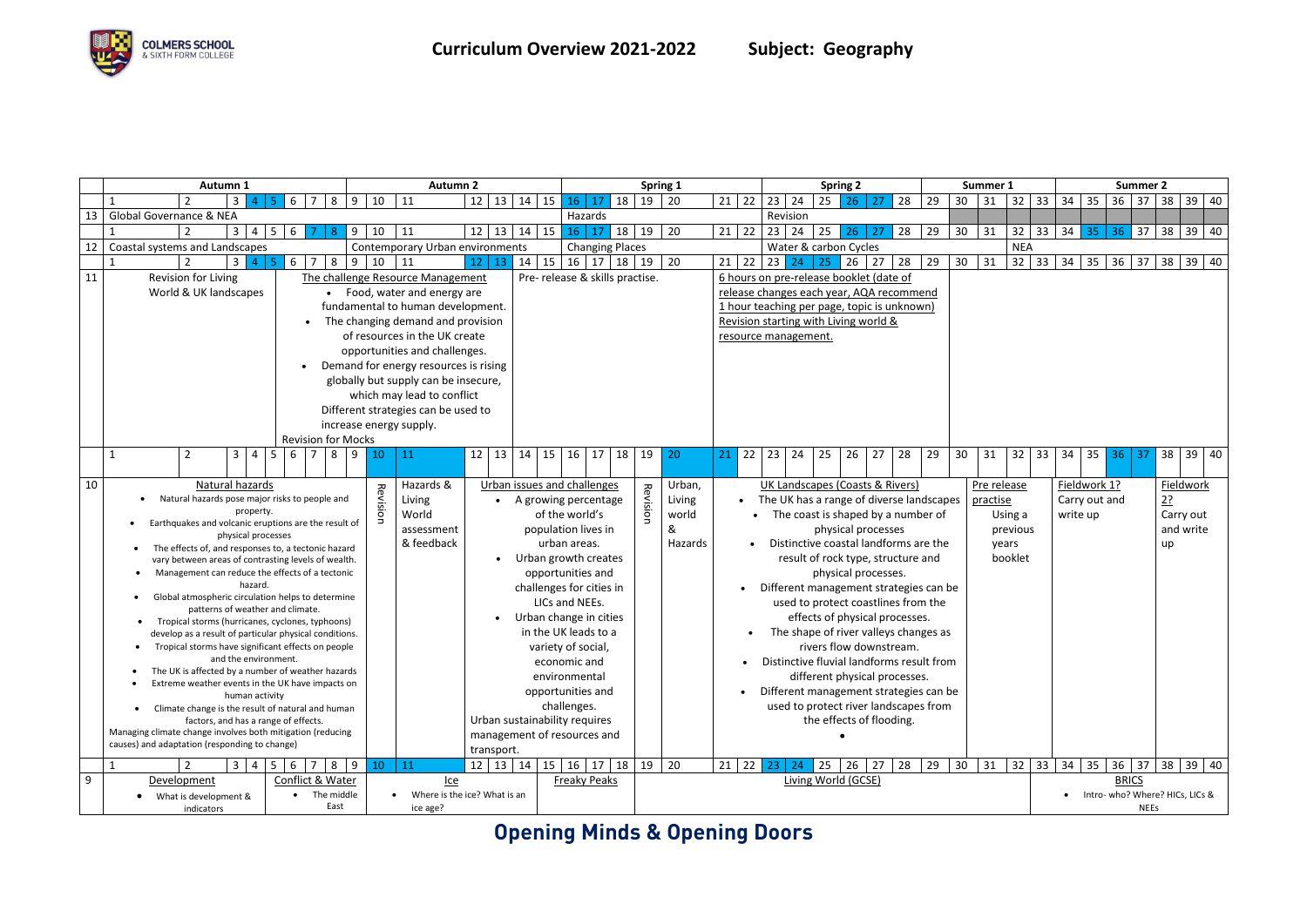# Curriculum Overview 2021-2022 Subject: Geography

| | Autumn 1 | Autumn 2 | Spring 1 | Spring 2 | Summer 1 | Summer 2 |
|---|---|---|---|---|---|---|
| | Weeks 1–9 | Weeks 10–15 | Weeks 16–22 | Weeks 23–29 | Weeks 30–33 | Weeks 34–40 |
| 13 | Global Governance & NEA | | Hazards | Revision | | |
| 12 | Coastal systems and Landscapes | Contemporary Urban environments | Changing Places | Water & carbon Cycles | NEA | |
| 11 | Revision for Living World & UK landscapes<br>The challenge Resource Management<br>• Food, water and energy are fundamental to human development.<br>• The changing demand and provision of resources in the UK create opportunities and challenges.<br>• Demand for energy resources is rising globally but supply can be insecure, which may lead to conflict<br>Different strategies can be used to increase energy supply.<br>Revision for Mocks | Pre- release & skills practise. | | 6 hours on pre-release booklet (date of release changes each year, AQA recommend 1 hour teaching per page, topic is unknown)<br>Revision starting with Living world & resource management. | | |
| 10 | Natural hazards<br>• Natural hazards pose major risks to people and property.<br>• Earthquakes and volcanic eruptions are the result of physical processes<br>• The effects of, and responses to, a tectonic hazard vary between areas of contrasting levels of wealth.<br>• Management can reduce the effects of a tectonic hazard.<br>• Global atmospheric circulation helps to determine patterns of weather and climate.<br>• Tropical storms (hurricanes, cyclones, typhoons) develop as a result of particular physical conditions.<br>• Tropical storms have significant effects on people and the environment.<br>• The UK is affected by a number of weather hazards<br>• Extreme weather events in the UK have impacts on human activity<br>• Climate change is the result of natural and human factors, and has a range of effects.<br>Managing climate change involves both mitigation (reducing causes) and adaptation (responding to change) | Revision<br>Hazards & Living World assessment & feedback<br>Urban issues and challenges<br>• A growing percentage of the world's population lives in urban areas.<br>• Urban growth creates opportunities and challenges for cities in LICs and NEEs.<br>• Urban change in cities in the UK leads to a variety of social, economic and environmental opportunities and challenges.<br>Urban sustainability requires management of resources and transport. | Revision<br>Urban, Living world & Hazards | UK Landscapes (Coasts & Rivers)<br>• The UK has a range of diverse landscapes<br>• The coast is shaped by a number of physical processes<br>• Distinctive coastal landforms are the result of rock type, structure and physical processes.<br>• Different management strategies can be used to protect coastlines from the effects of physical processes.<br>• The shape of river valleys changes as rivers flow downstream.<br>• Distinctive fluvial landforms result from different physical processes.<br>• Different management strategies can be used to protect river landscapes from the effects of flooding. | Pre release practise<br>Using a previous years booklet | Fieldwork 1?<br>Carry out and write up<br>Fieldwork 2?<br>Carry out and write up |
| 9 | Development<br>• What is development & indicators<br>Conflict & Water<br>• The middle East | Ice<br>• Where is the ice? What is an ice age? | Freaky Peaks | Living World (GCSE) | | BRICS<br>• Intro- who? Where? HICs, LICs & NEEs |

**Opening Minds & Opening Doors**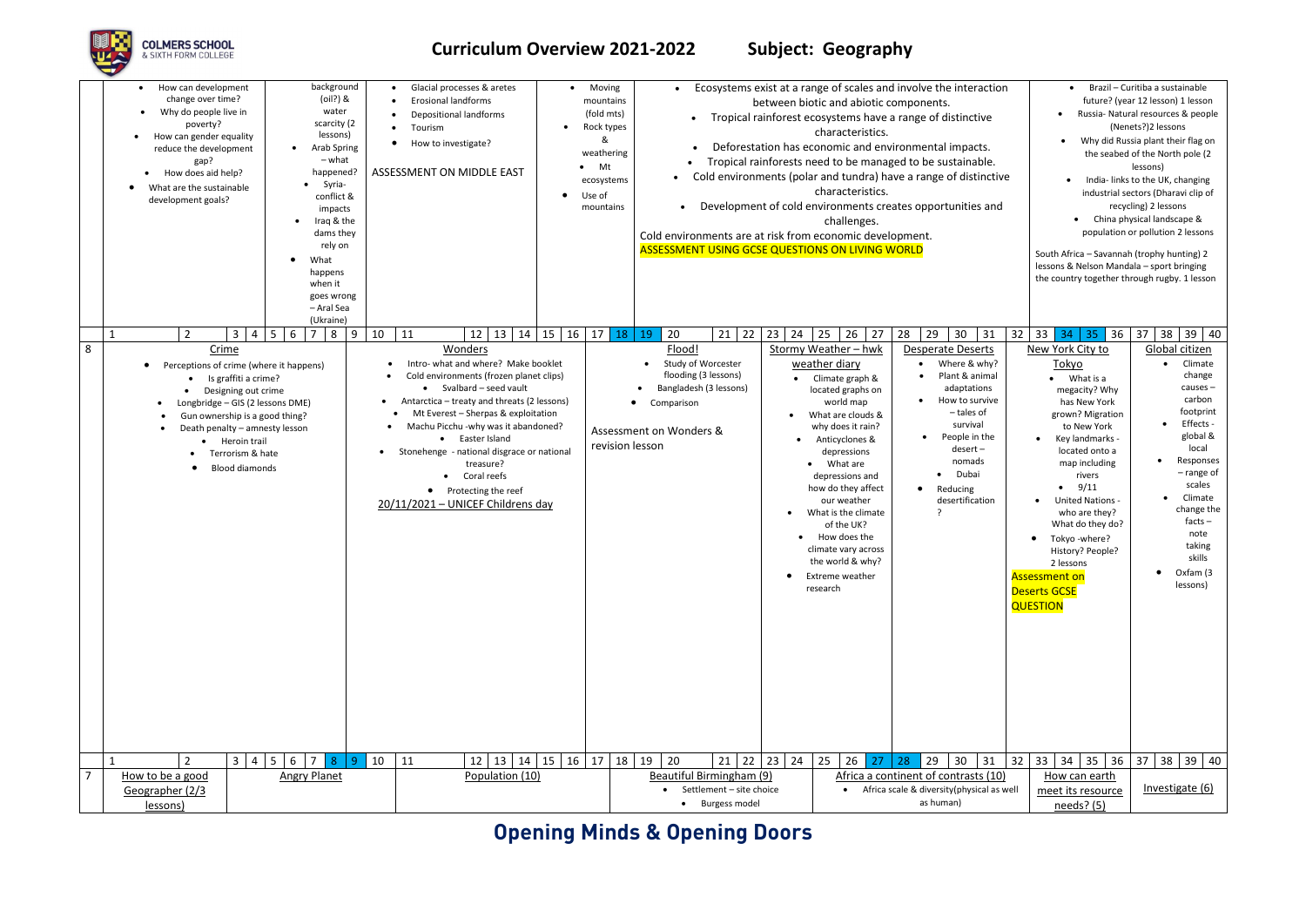# Curriculum Overview 2021-2022 Subject: Geography

| | | | | | | | |
|---|---|---|---|---|---|---|---|
| | • How can development change over time?<br>• Why do people live in poverty?<br>• How can gender equality reduce the development gap?<br>• How does aid help?<br>• What are the sustainable development goals? | background (oil?) & water scarcity (2 lessons)<br>• Arab Spring – what happened?<br>• Syria- conflict & impacts<br>• Iraq & the dams they rely on<br>• What happens when it goes wrong – Aral Sea (Ukraine) | • Glacial processes & aretes<br>• Erosional landforms<br>• Depositional landforms<br>• Tourism<br>• How to investigate?<br><br>ASSESSMENT ON MIDDLE EAST | • Moving mountains (fold mts)<br>• Rock types & weathering<br>• Mt ecosystems<br>• Use of mountains | • Ecosystems exist at a range of scales and involve the interaction between biotic and abiotic components.<br>• Tropical rainforest ecosystems have a range of distinctive characteristics.<br>• Deforestation has economic and environmental impacts.<br>• Tropical rainforests need to be managed to be sustainable.<br>• Cold environments (polar and tundra) have a range of distinctive characteristics.<br>• Development of cold environments creates opportunities and challenges.<br>Cold environments are at risk from economic development.<br>ASSESSMENT USING GCSE QUESTIONS ON LIVING WORLD | | • Brazil – Curitiba a sustainable future? (year 12 lesson) 1 lesson<br>• Russia- Natural resources & people (Nenets?)2 lessons<br>• Why did Russia plant their flag on the seabed of the North pole (2 lessons)<br>• India- links to the UK, changing industrial sectors (Dharavi clip of recycling) 2 lessons<br>• China physical landscape & population or pollution 2 lessons<br><br>South Africa – Savannah (trophy hunting) 2 lessons & Nelson Mandala – sport bringing the country together through rugby. 1 lesson |
| | 1 2 3 4 5 6 7 8 9 | | 10 11 12 13 14 15 16 | 17 18 | 19 20 21 22 | 23 24 25 26 27 28 29 30 31 32 | 33 34 35 36 37 38 39 40 |
| 8 | **Crime**<br>• Perceptions of crime (where it happens)<br>• Is graffiti a crime?<br>• Designing out crime<br>• Longbridge – GIS (2 lessons DME)<br>• Gun ownership is a good thing?<br>• Death penalty – amnesty lesson<br>• Heroin trail<br>• Terrorism & hate<br>• Blood diamonds | | **Wonders**<br>• Intro- what and where? Make booklet<br>• Cold environments (frozen planet clips)<br>• Svalbard – seed vault<br>• Antarctica – treaty and threats (2 lessons)<br>• Mt Everest – Sherpas & exploitation<br>• Machu Picchu -why was it abandoned?<br>• Easter Island<br>• Stonehenge - national disgrace or national treasure?<br>• Coral reefs<br>• Protecting the reef<br>20/11/2021 – UNICEF Childrens day | Assessment on Wonders & revision lesson | **Flood!**<br>• Study of Worcester flooding (3 lessons)<br>• Bangladesh (3 lessons)<br>• Comparison | **Stormy Weather – hwk weather diary**<br>• Climate graph & located graphs on world map<br>• What are clouds & why does it rain?<br>• Anticyclones & depressions<br>• What are depressions and how do they affect our weather<br>• What is the climate of the UK?<br>• How does the climate vary across the world & why?<br>• Extreme weather research<br><br>**Desperate Deserts**<br>• Where & why?<br>• Plant & animal adaptations<br>• How to survive – tales of survival<br>• People in the desert – nomads<br>• Dubai<br>• Reducing desertification ? | **New York City to Tokyo**<br>• What is a megacity? Why has New York grown? Migration to New York<br>• Key landmarks - located onto a map including rivers<br>• 9/11<br>• United Nations - who are they? What do they do?<br>• Tokyo -where? History? People? 2 lessons<br>Assessment on Deserts GCSE QUESTION<br><br>**Global citizen**<br>• Climate change causes – carbon footprint<br>• Effects - global & local<br>• Responses – range of scales<br>• Climate change the facts – note taking skills<br>• Oxfam (3 lessons) |
| | 1 2 3 4 5 6 7 8 9 | | 10 11 12 13 14 15 16 | 17 18 | 19 20 21 22 | 23 24 25 26 27 28 29 30 31 32 | 33 34 35 36 37 38 39 40 |
| 7 | How to be a good Geographer (2/3 lessons) | Angry Planet | Population (10) | | Beautiful Birmingham (9)<br>• Settlement – site choice<br>• Burgess model | Africa a continent of contrasts (10)<br>• Africa scale & diversity(physical as well as human) | How can earth meet its resource needs? (5)<br><br>Investigate (6) |

**Opening Minds & Opening Doors**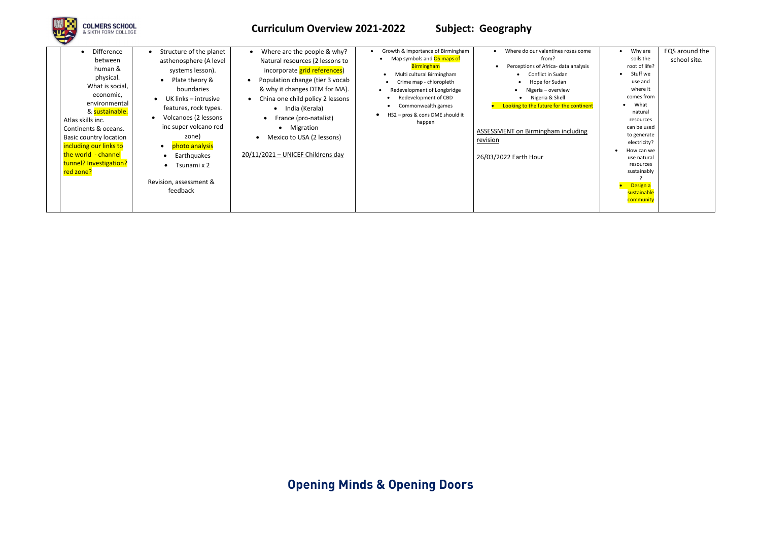# Curriculum Overview 2021-2022 Subject: Geography

| | | | | | | | |
|---|---|---|---|---|---|---|---|
| | • Difference between human & physical. What is social, economic, environmental & sustainable. Atlas skills inc. Continents & oceans. Basic country location including our links to the world - channel tunnel? Investigation? red zone? | • Structure of the planet asthenosphere (A level systems lesson). • Plate theory & boundaries • UK links – intrusive features, rock types. • Volcanoes (2 lessons inc super volcano red zone) • photo analysis • Earthquakes • Tsunami x 2 Revision, assessment & feedback | • Where are the people & why? Natural resources (2 lessons to incorporate grid references) • Population change (tier 3 vocab & why it changes DTM for MA). • China one child policy 2 lessons • India (Kerala) • France (pro-natalist) • Migration • Mexico to USA (2 lessons) 20/11/2021 – UNICEF Childrens day | • Growth & importance of Birmingham • Map symbols and OS maps of Birmingham • Multi cultural Birmingham • Crime map - chloropleth • Redevelopment of Longbridge • Redevelopment of CBD • Commonwealth games • HS2 – pros & cons DME should it happen | • Where do our valentines roses come from? • Perceptions of Africa- data analysis • Conflict in Sudan • Hope for Sudan • Nigeria – overview • Nigeria & Shell • Looking to the future for the continent ASSESSMENT on Birmingham including revision 26/03/2022 Earth Hour | • Why are soils the root of life? • Stuff we use and where it comes from • What natural resources can be used to generate electricity? • How can we use natural resources sustainably? • Design a sustainable community | EQS around the school site. |

**Opening Minds & Opening Doors**